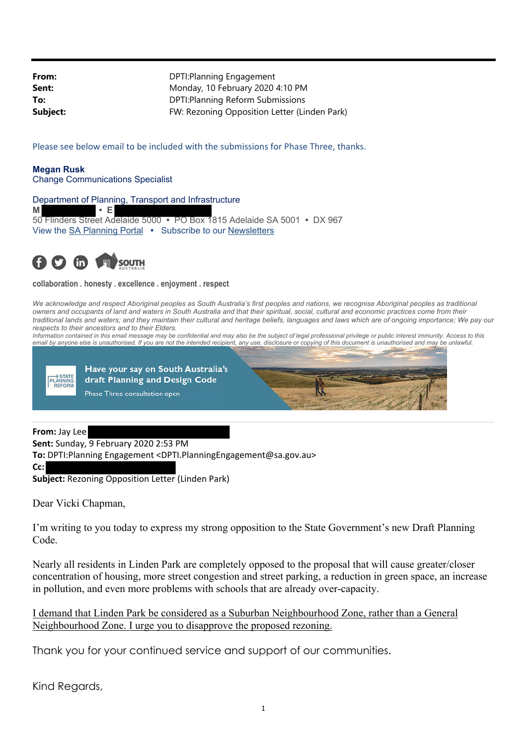| | |
|---|---|
| **From:** | DPTI:Planning Engagement |
| **Sent:** | Monday, 10 February 2020 4:10 PM |
| **To:** | DPTI:Planning Reform Submissions |
| **Subject:** | FW: Rezoning Opposition Letter (Linden Park) |

Please see below email to be included with the submissions for Phase Three, thanks.

**Megan Rusk**
Change Communications Specialist

Department of Planning, Transport and Infrastructure
**M** ██████ • **E** ██████
50 Flinders Street Adelaide 5000 • PO Box 1815 Adelaide SA 5001 • DX 967
View the SA Planning Portal • Subscribe to our Newsletters

**collaboration . honesty . excellence . enjoyment . respect**

*We acknowledge and respect Aboriginal peoples as South Australia's first peoples and nations, we recognise Aboriginal peoples as traditional owners and occupants of land and waters in South Australia and that their spiritual, social, cultural and economic practices come from their traditional lands and waters; and they maintain their cultural and heritage beliefs, languages and laws which are of ongoing importance; We pay our respects to their ancestors and to their Elders.*
*Information contained in this email message may be confidential and may also be the subject of legal professional privilege or public interest immunity. Access to this email by anyone else is unauthorised. If you are not the intended recipient, any use, disclosure or copying of this document is unauthorised and may be unlawful.*

Have your say on South Australia's draft Planning and Design Code
Phase Three consultation open

---

**From:** Jay Lee ██████
**Sent:** Sunday, 9 February 2020 2:53 PM
**To:** DPTI:Planning Engagement <DPTI.PlanningEngagement@sa.gov.au>
**Cc:** ██████
**Subject:** Rezoning Opposition Letter (Linden Park)

Dear Vicki Chapman,

I'm writing to you today to express my strong opposition to the State Government's new Draft Planning Code.

Nearly all residents in Linden Park are completely opposed to the proposal that will cause greater/closer concentration of housing, more street congestion and street parking, a reduction in green space, an increase in pollution, and even more problems with schools that are already over-capacity.

<u>I demand that Linden Park be considered as a Suburban Neighbourhood Zone, rather than a General Neighbourhood Zone. I urge you to disapprove the proposed rezoning.</u>

Thank you for your continued service and support of our communities.

Kind Regards,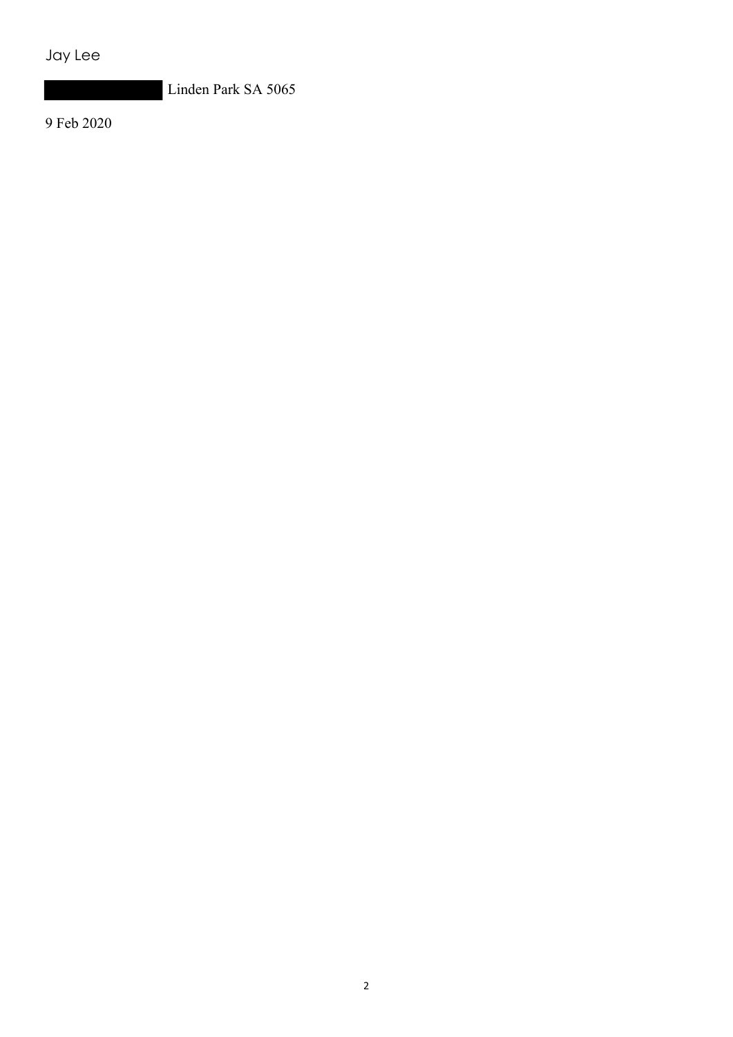Jay Lee

Linden Park SA 5065

9 Feb 2020